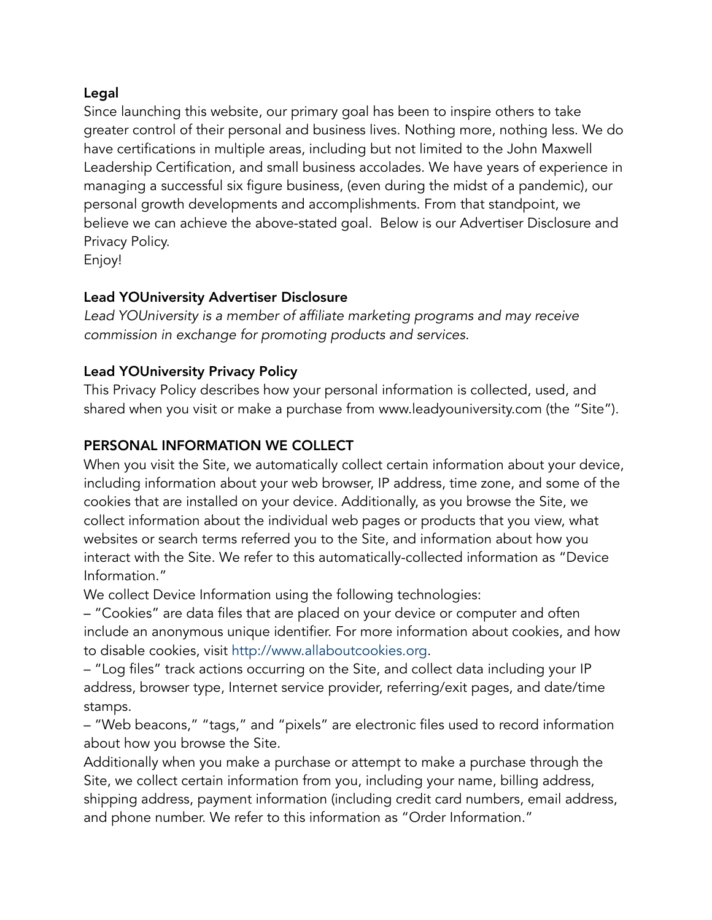**Legal**

Since launching this website, our primary goal has been to inspire others to take greater control of their personal and business lives. Nothing more, nothing less. We do have certifications in multiple areas, including but not limited to the John Maxwell Leadership Certification, and small business accolades. We have years of experience in managing a successful six figure business, (even during the midst of a pandemic), our personal growth developments and accomplishments. From that standpoint, we believe we can achieve the above-stated goal. Below is our Advertiser Disclosure and Privacy Policy.
Enjoy!

**Lead YOUniversity Advertiser Disclosure**

*Lead YOUniversity is a member of affiliate marketing programs and may receive commission in exchange for promoting products and services.*

**Lead YOUniversity Privacy Policy**

This Privacy Policy describes how your personal information is collected, used, and shared when you visit or make a purchase from www.leadyouniversity.com (the "Site").

**PERSONAL INFORMATION WE COLLECT**

When you visit the Site, we automatically collect certain information about your device, including information about your web browser, IP address, time zone, and some of the cookies that are installed on your device. Additionally, as you browse the Site, we collect information about the individual web pages or products that you view, what websites or search terms referred you to the Site, and information about how you interact with the Site. We refer to this automatically-collected information as "Device Information."

We collect Device Information using the following technologies:

– "Cookies" are data files that are placed on your device or computer and often include an anonymous unique identifier. For more information about cookies, and how to disable cookies, visit http://www.allaboutcookies.org.

– "Log files" track actions occurring on the Site, and collect data including your IP address, browser type, Internet service provider, referring/exit pages, and date/time stamps.

– "Web beacons," "tags," and "pixels" are electronic files used to record information about how you browse the Site.

Additionally when you make a purchase or attempt to make a purchase through the Site, we collect certain information from you, including your name, billing address, shipping address, payment information (including credit card numbers, email address, and phone number. We refer to this information as "Order Information."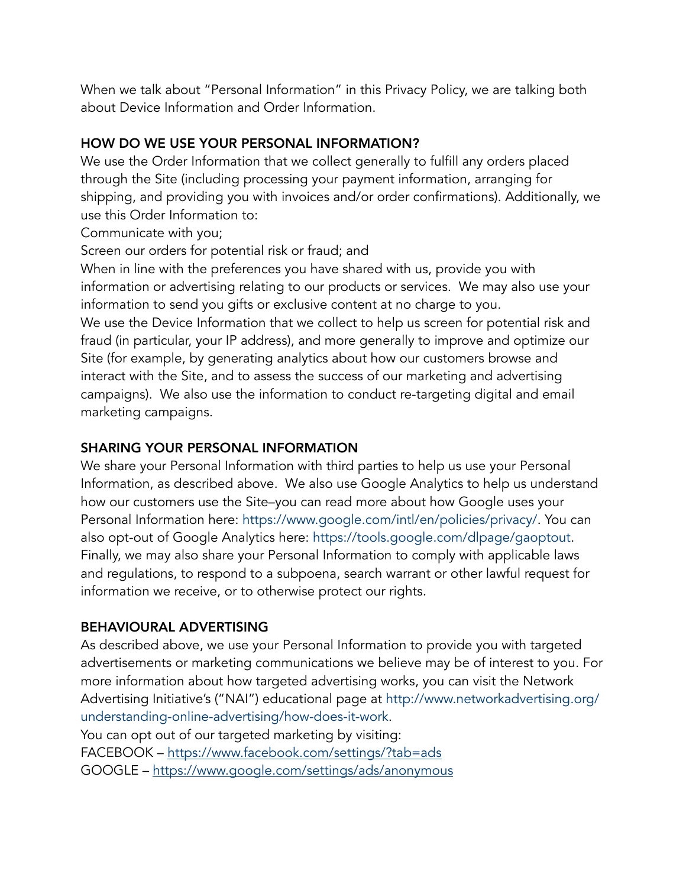When we talk about "Personal Information" in this Privacy Policy, we are talking both about Device Information and Order Information.

## HOW DO WE USE YOUR PERSONAL INFORMATION?

We use the Order Information that we collect generally to fulfill any orders placed through the Site (including processing your payment information, arranging for shipping, and providing you with invoices and/or order confirmations). Additionally, we use this Order Information to:

Communicate with you;

Screen our orders for potential risk or fraud; and

When in line with the preferences you have shared with us, provide you with information or advertising relating to our products or services. We may also use your information to send you gifts or exclusive content at no charge to you.

We use the Device Information that we collect to help us screen for potential risk and fraud (in particular, your IP address), and more generally to improve and optimize our Site (for example, by generating analytics about how our customers browse and interact with the Site, and to assess the success of our marketing and advertising campaigns). We also use the information to conduct re-targeting digital and email marketing campaigns.

## SHARING YOUR PERSONAL INFORMATION

We share your Personal Information with third parties to help us use your Personal Information, as described above. We also use Google Analytics to help us understand how our customers use the Site–you can read more about how Google uses your Personal Information here: https://www.google.com/intl/en/policies/privacy/. You can also opt-out of Google Analytics here: https://tools.google.com/dlpage/gaoptout. Finally, we may also share your Personal Information to comply with applicable laws and regulations, to respond to a subpoena, search warrant or other lawful request for information we receive, or to otherwise protect our rights.

## BEHAVIOURAL ADVERTISING

As described above, we use your Personal Information to provide you with targeted advertisements or marketing communications we believe may be of interest to you. For more information about how targeted advertising works, you can visit the Network Advertising Initiative's ("NAI") educational page at http://www.networkadvertising.org/understanding-online-advertising/how-does-it-work.

You can opt out of our targeted marketing by visiting:

FACEBOOK – https://www.facebook.com/settings/?tab=ads

GOOGLE – https://www.google.com/settings/ads/anonymous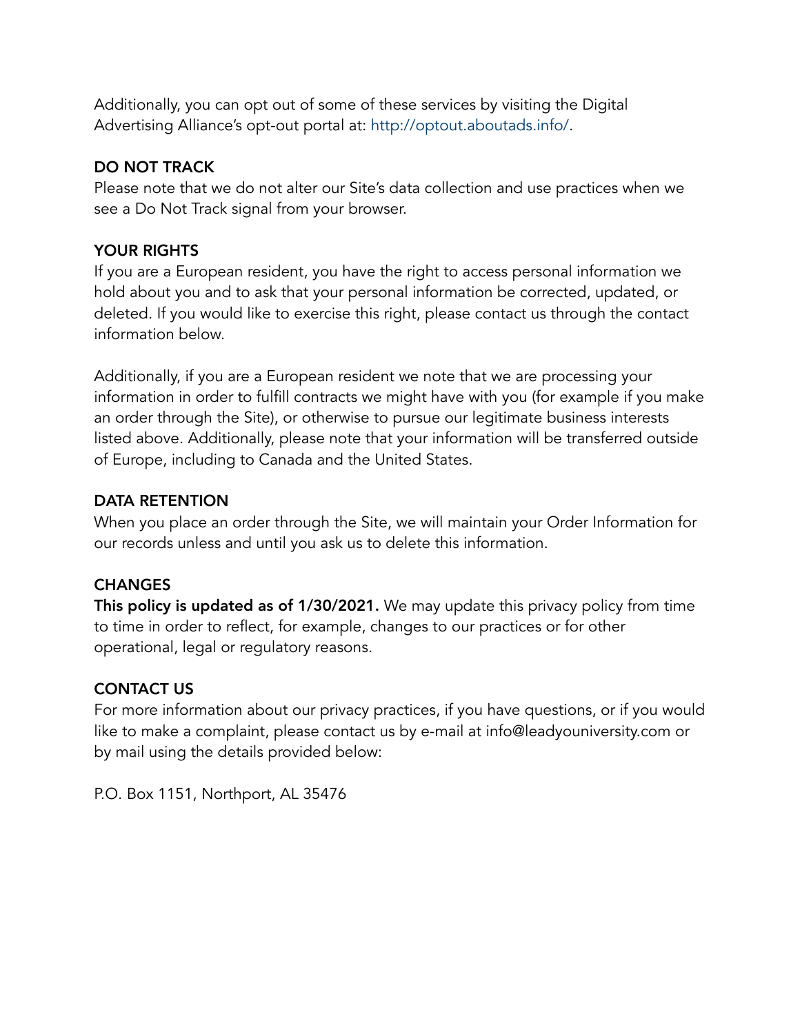Additionally, you can opt out of some of these services by visiting the Digital Advertising Alliance's opt-out portal at: http://optout.aboutads.info/.

**DO NOT TRACK**

Please note that we do not alter our Site's data collection and use practices when we see a Do Not Track signal from your browser.

**YOUR RIGHTS**

If you are a European resident, you have the right to access personal information we hold about you and to ask that your personal information be corrected, updated, or deleted. If you would like to exercise this right, please contact us through the contact information below.

Additionally, if you are a European resident we note that we are processing your information in order to fulfill contracts we might have with you (for example if you make an order through the Site), or otherwise to pursue our legitimate business interests listed above. Additionally, please note that your information will be transferred outside of Europe, including to Canada and the United States.

**DATA RETENTION**

When you place an order through the Site, we will maintain your Order Information for our records unless and until you ask us to delete this information.

**CHANGES**

**This policy is updated as of 1/30/2021.** We may update this privacy policy from time to time in order to reflect, for example, changes to our practices or for other operational, legal or regulatory reasons.

**CONTACT US**

For more information about our privacy practices, if you have questions, or if you would like to make a complaint, please contact us by e-mail at info@leadyouniversity.com or by mail using the details provided below:

P.O. Box 1151, Northport, AL 35476